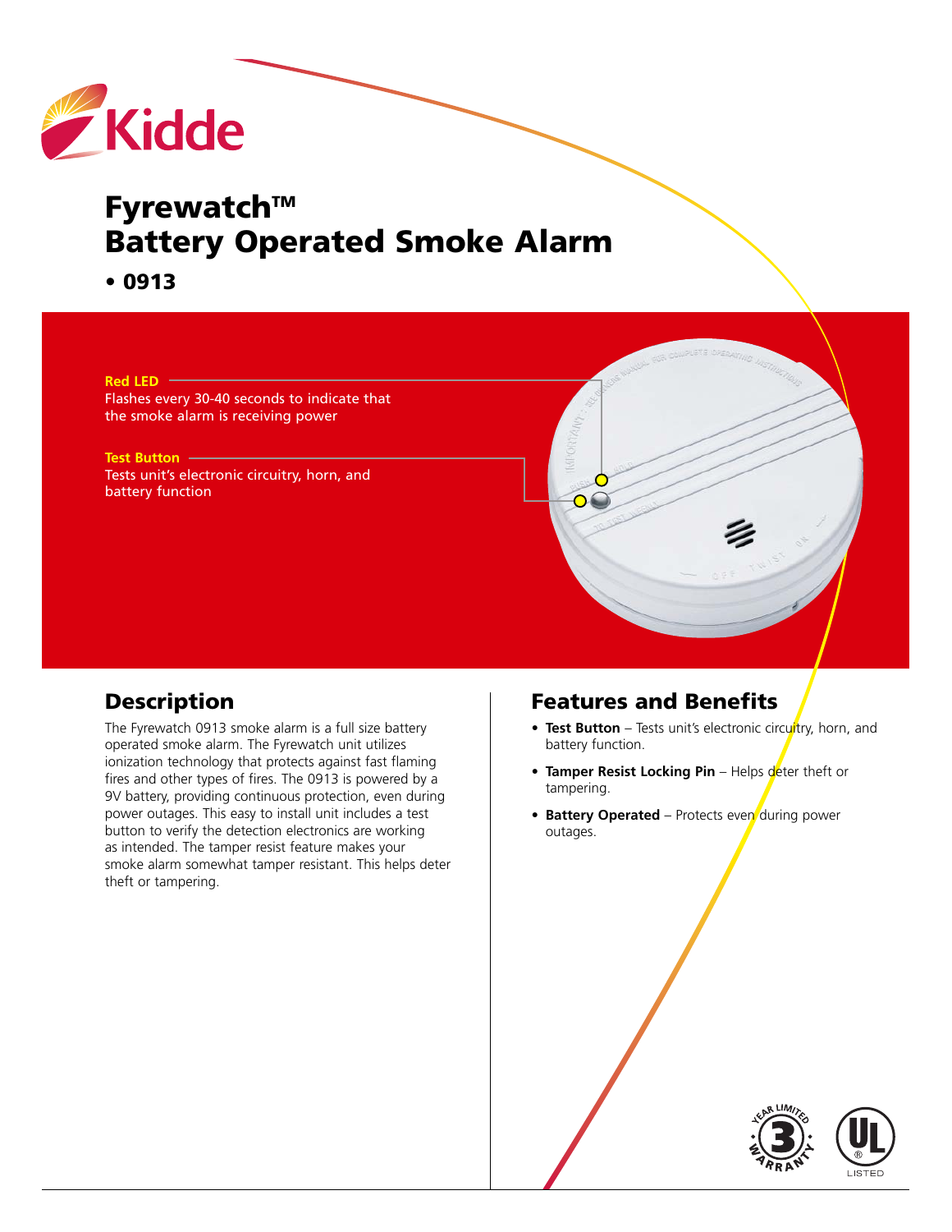Kidde

# Fyrewatch™ Battery Operated Smoke Alarm

**• 0913**

**Red LED**
Flashes every 30-40 seconds to indicate that the smoke alarm is receiving power

**Test Button**
Tests unit's electronic circuitry, horn, and battery function

## Description

The Fyrewatch 0913 smoke alarm is a full size battery operated smoke alarm. The Fyrewatch unit utilizes ionization technology that protects against fast flaming fires and other types of fires. The 0913 is powered by a 9V battery, providing continuous protection, even during power outages. This easy to install unit includes a test button to verify the detection electronics are working as intended. The tamper resist feature makes your smoke alarm somewhat tamper resistant. This helps deter theft or tampering.

## Features and Benefits

- **Test Button** – Tests unit's electronic circuitry, horn, and battery function.
- **Tamper Resist Locking Pin** – Helps deter theft or tampering.
- **Battery Operated** – Protects even during power outages.

3 YEAR LIMITED WARRANTY

UL LISTED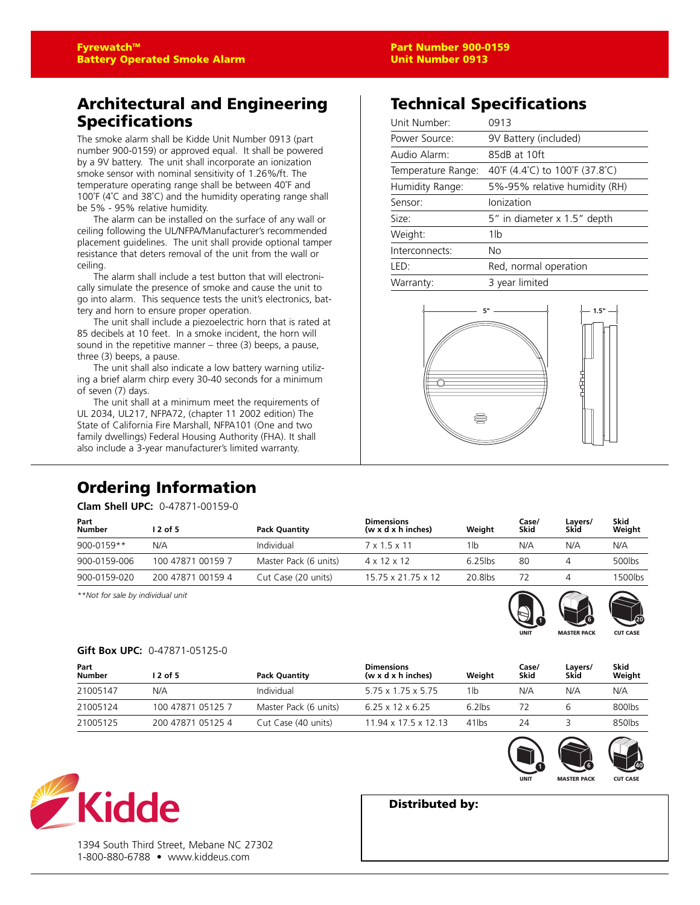**Fyrewatch™**
**Battery Operated Smoke Alarm**

**Part Number 900-0159**
**Unit Number 0913**

## Architectural and Engineering Specifications

The smoke alarm shall be Kidde Unit Number 0913 (part number 900-0159) or approved equal. It shall be powered by a 9V battery. The unit shall incorporate an ionization smoke sensor with nominal sensitivity of 1.26%/ft. The temperature operating range shall be between 40˚F and 100˚F (4˚C and 38˚C) and the humidity operating range shall be 5% - 95% relative humidity.

The alarm can be installed on the surface of any wall or ceiling following the UL/NFPA/Manufacturer's recommended placement guidelines. The unit shall provide optional tamper resistance that deters removal of the unit from the wall or ceiling.

The alarm shall include a test button that will electronically simulate the presence of smoke and cause the unit to go into alarm. This sequence tests the unit's electronics, battery and horn to ensure proper operation.

The unit shall include a piezoelectric horn that is rated at 85 decibels at 10 feet. In a smoke incident, the horn will sound in the repetitive manner – three (3) beeps, a pause, three (3) beeps, a pause.

The unit shall also indicate a low battery warning utilizing a brief alarm chirp every 30-40 seconds for a minimum of seven (7) days.

The unit shall at a minimum meet the requirements of UL 2034, UL217, NFPA72, (chapter 11 2002 edition) The State of California Fire Marshall, NFPA101 (One and two family dwellings) Federal Housing Authority (FHA). It shall also include a 3-year manufacturer's limited warranty.

## Technical Specifications

| | |
|---|---|
| Unit Number: | 0913 |
| Power Source: | 9V Battery (included) |
| Audio Alarm: | 85dB at 10ft |
| Temperature Range: | 40˚F (4.4˚C) to 100˚F (37.8˚C) |
| Humidity Range: | 5%-95% relative humidity (RH) |
| Sensor: | Ionization |
| Size: | 5" in diameter x 1.5" depth |
| Weight: | 1lb |
| Interconnects: | No |
| LED: | Red, normal operation |
| Warranty: | 3 year limited |

5"
1.5"

## Ordering Information

**Clam Shell UPC:** 0-47871-00159-0

| Part Number | I 2 of 5 | Pack Quantity | Dimensions (w x d x h inches) | Weight | Case/ Skid | Layers/ Skid | Skid Weight |
|---|---|---|---|---|---|---|---|
| 900-0159** | N/A | Individual | 7 x 1.5 x 11 | 1lb | N/A | N/A | N/A |
| 900-0159-006 | 100 47871 00159 7 | Master Pack (6 units) | 4 x 12 x 12 | 6.25lbs | 80 | 4 | 500lbs |
| 900-0159-020 | 200 47871 00159 4 | Cut Case (20 units) | 15.75 x 21.75 x 12 | 20.8lbs | 72 | 4 | 1500lbs |

*\*\*Not for sale by individual unit*

UNIT MASTER PACK CUT CASE

**Gift Box UPC:** 0-47871-05125-0

| Part Number | I 2 of 5 | Pack Quantity | Dimensions (w x d x h inches) | Weight | Case/ Skid | Layers/ Skid | Skid Weight |
|---|---|---|---|---|---|---|---|
| 21005147 | N/A | Individual | 5.75 x 1.75 x 5.75 | 1lb | N/A | N/A | N/A |
| 21005124 | 100 47871 05125 7 | Master Pack (6 units) | 6.25 x 12 x 6.25 | 6.2lbs | 72 | 6 | 800lbs |
| 21005125 | 200 47871 05125 4 | Cut Case (40 units) | 11.94 x 17.5 x 12.13 | 41lbs | 24 | 3 | 850lbs |

UNIT MASTER PACK CUT CASE

Kidde

1394 South Third Street, Mebane NC 27302
1-800-880-6788 • www.kiddeus.com

**Distributed by:**